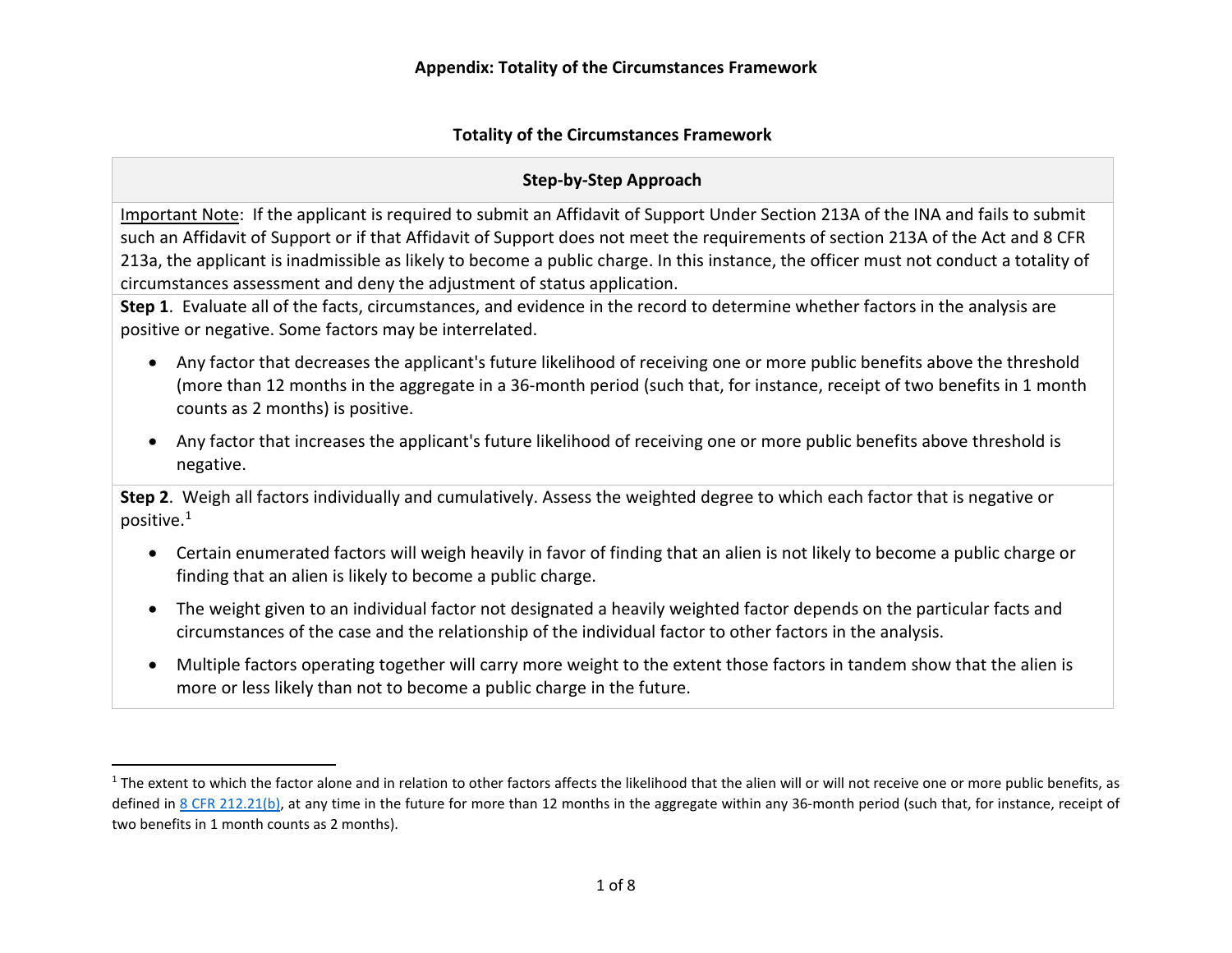# Appendix: Totality of the Circumstances Framework

## Totality of the Circumstances Framework

| Step-by-Step Approach |
| --- |
| Important Note: If the applicant is required to submit an Affidavit of Support Under Section 213A of the INA and fails to submit such an Affidavit of Support or if that Affidavit of Support does not meet the requirements of section 213A of the Act and 8 CFR 213a, the applicant is inadmissible as likely to become a public charge. In this instance, the officer must not conduct a totality of circumstances assessment and deny the adjustment of status application. |
| **Step 1**. Evaluate all of the facts, circumstances, and evidence in the record to determine whether factors in the analysis are positive or negative. Some factors may be interrelated.<br>• Any factor that decreases the applicant's future likelihood of receiving one or more public benefits above the threshold (more than 12 months in the aggregate in a 36-month period (such that, for instance, receipt of two benefits in 1 month counts as 2 months) is positive.<br>• Any factor that increases the applicant's future likelihood of receiving one or more public benefits above threshold is negative. |
| **Step 2**. Weigh all factors individually and cumulatively. Assess the weighted degree to which each factor that is negative or positive.[1]<br>• Certain enumerated factors will weigh heavily in favor of finding that an alien is not likely to become a public charge or finding that an alien is likely to become a public charge.<br>• The weight given to an individual factor not designated a heavily weighted factor depends on the particular facts and circumstances of the case and the relationship of the individual factor to other factors in the analysis.<br>• Multiple factors operating together will carry more weight to the extent those factors in tandem show that the alien is more or less likely than not to become a public charge in the future. |

[1] The extent to which the factor alone and in relation to other factors affects the likelihood that the alien will or will not receive one or more public benefits, as defined in 8 CFR 212.21(b), at any time in the future for more than 12 months in the aggregate within any 36-month period (such that, for instance, receipt of two benefits in 1 month counts as 2 months).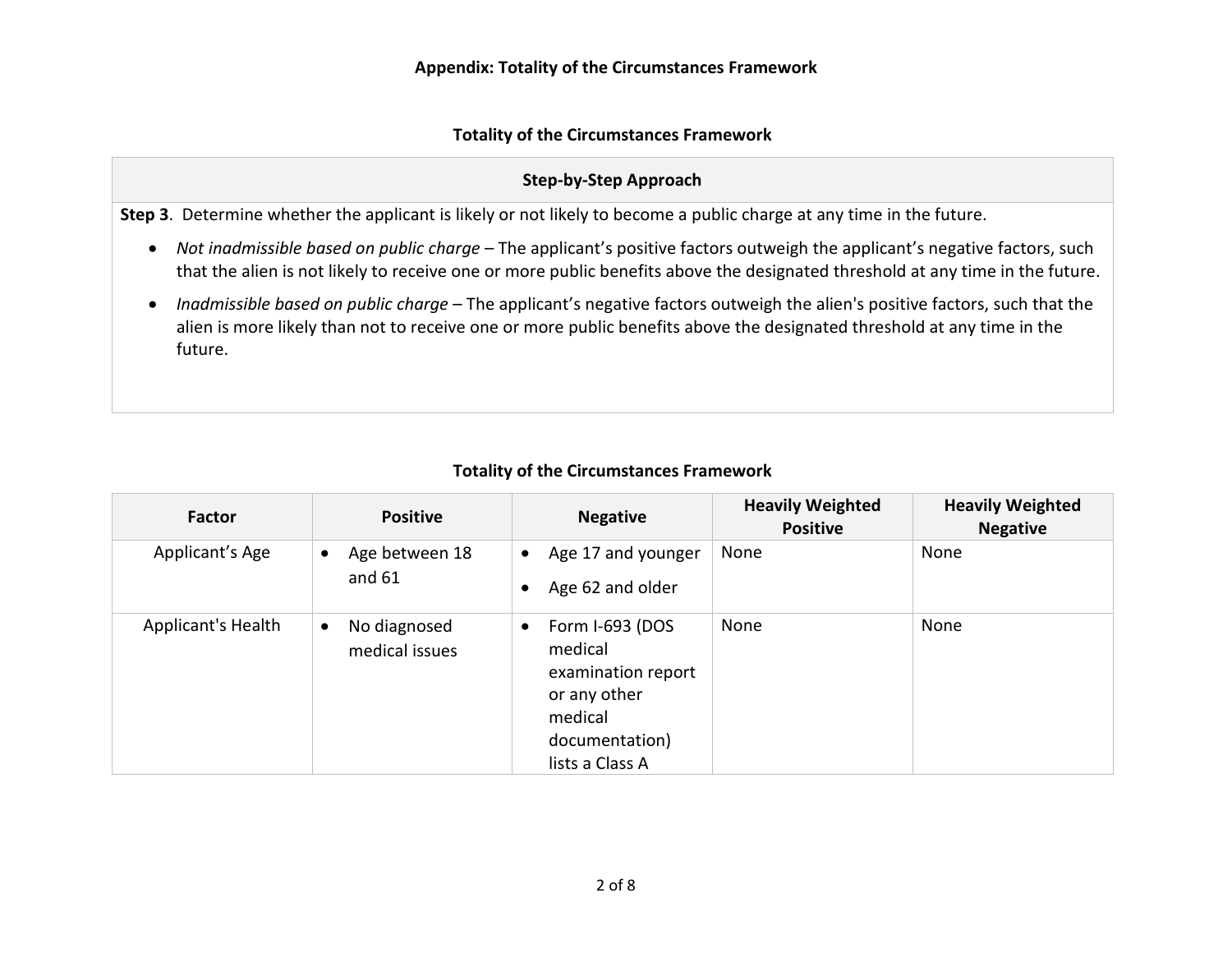## Appendix: Totality of the Circumstances Framework

### Totality of the Circumstances Framework

| Step-by-Step Approach |
|---|
| **Step 3**. Determine whether the applicant is likely or not likely to become a public charge at any time in the future.<br>• *Not inadmissible based on public charge* – The applicant's positive factors outweigh the applicant's negative factors, such that the alien is not likely to receive one or more public benefits above the designated threshold at any time in the future.<br>• *Inadmissible based on public charge* – The applicant's negative factors outweigh the alien's positive factors, such that the alien is more likely than not to receive one or more public benefits above the designated threshold at any time in the future. |

### Totality of the Circumstances Framework

| Factor | Positive | Negative | Heavily Weighted Positive | Heavily Weighted Negative |
|---|---|---|---|---|
| Applicant's Age | • Age between 18 and 61 | • Age 17 and younger<br>• Age 62 and older | None | None |
| Applicant's Health | • No diagnosed medical issues | • Form I-693 (DOS medical examination report or any other medical documentation) lists a Class A | None | None |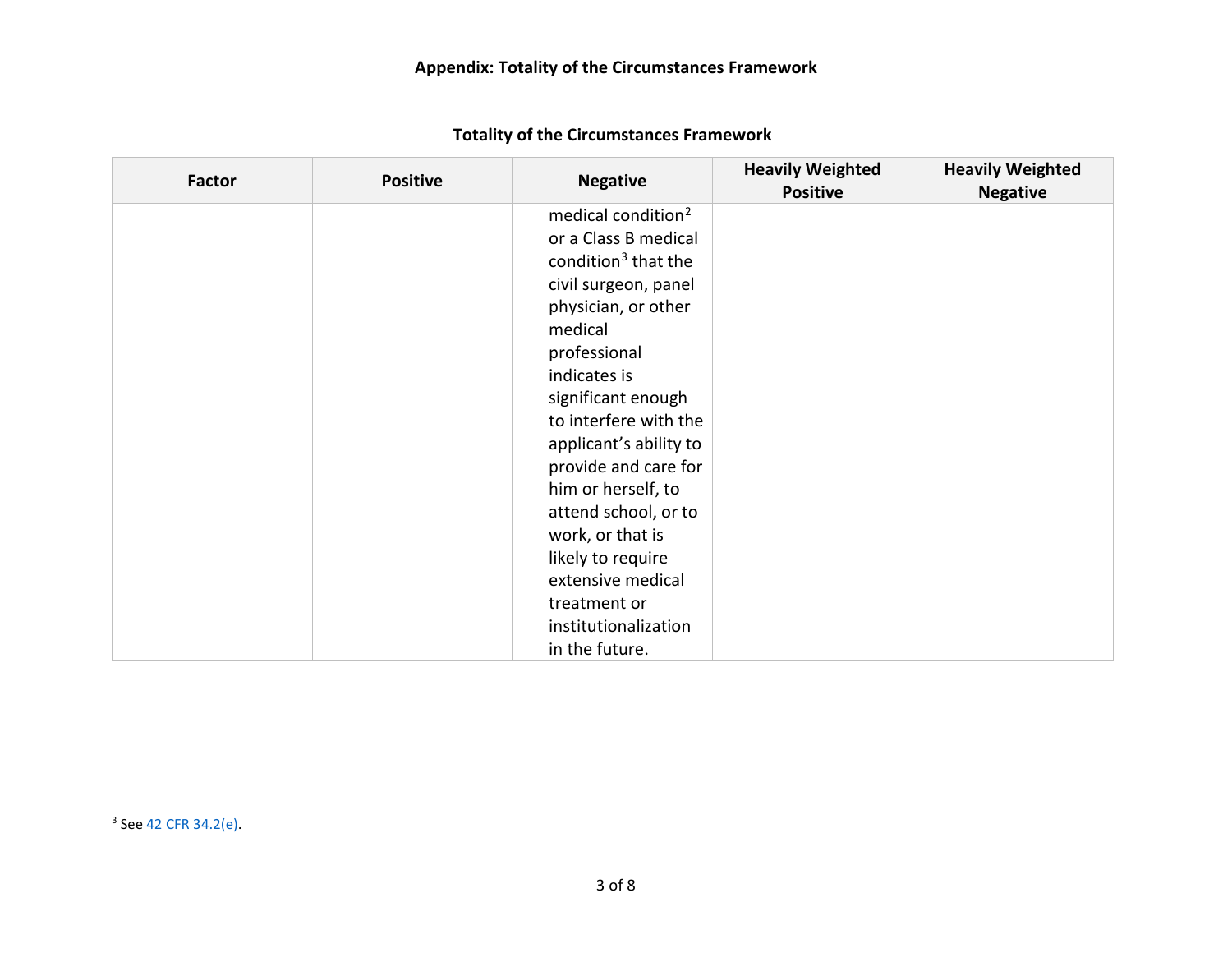## Appendix: Totality of the Circumstances Framework

**Totality of the Circumstances Framework**

| Factor | Positive | Negative | Heavily Weighted Positive | Heavily Weighted Negative |
|---|---|---|---|---|
| | | medical condition[2] or a Class B medical condition[3] that the civil surgeon, panel physician, or other medical professional indicates is significant enough to interfere with the applicant's ability to provide and care for him or herself, to attend school, or to work, or that is likely to require extensive medical treatment or institutionalization in the future. | | |

[3] See 42 CFR 34.2(e).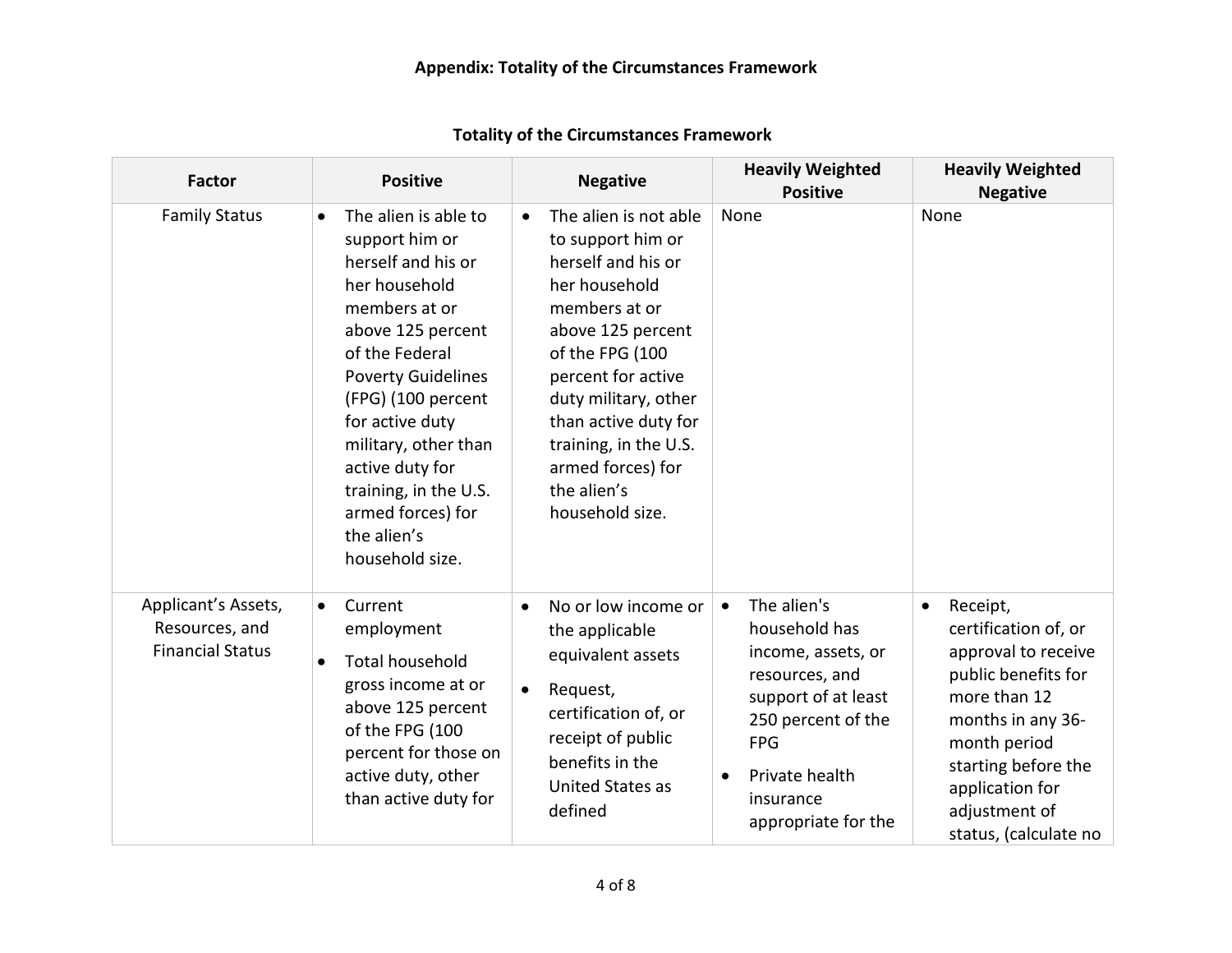## Appendix: Totality of the Circumstances Framework

### Totality of the Circumstances Framework

| Factor | Positive | Negative | Heavily Weighted Positive | Heavily Weighted Negative |
|---|---|---|---|---|
| Family Status | • The alien is able to support him or herself and his or her household members at or above 125 percent of the Federal Poverty Guidelines (FPG) (100 percent for active duty military, other than active duty for training, in the U.S. armed forces) for the alien's household size. | • The alien is not able to support him or herself and his or her household members at or above 125 percent of the FPG (100 percent for active duty military, other than active duty for training, in the U.S. armed forces) for the alien's household size. | None | None |
| Applicant's Assets, Resources, and Financial Status | • Current employment<br>• Total household gross income at or above 125 percent of the FPG (100 percent for those on active duty, other than active duty for | • No or low income or the applicable equivalent assets<br>• Request, certification of, or receipt of public benefits in the United States as defined | • The alien's household has income, assets, or resources, and support of at least 250 percent of the FPG<br>• Private health insurance appropriate for the | • Receipt, certification of, or approval to receive public benefits for more than 12 months in any 36-month period starting before the application for adjustment of status, (calculate no |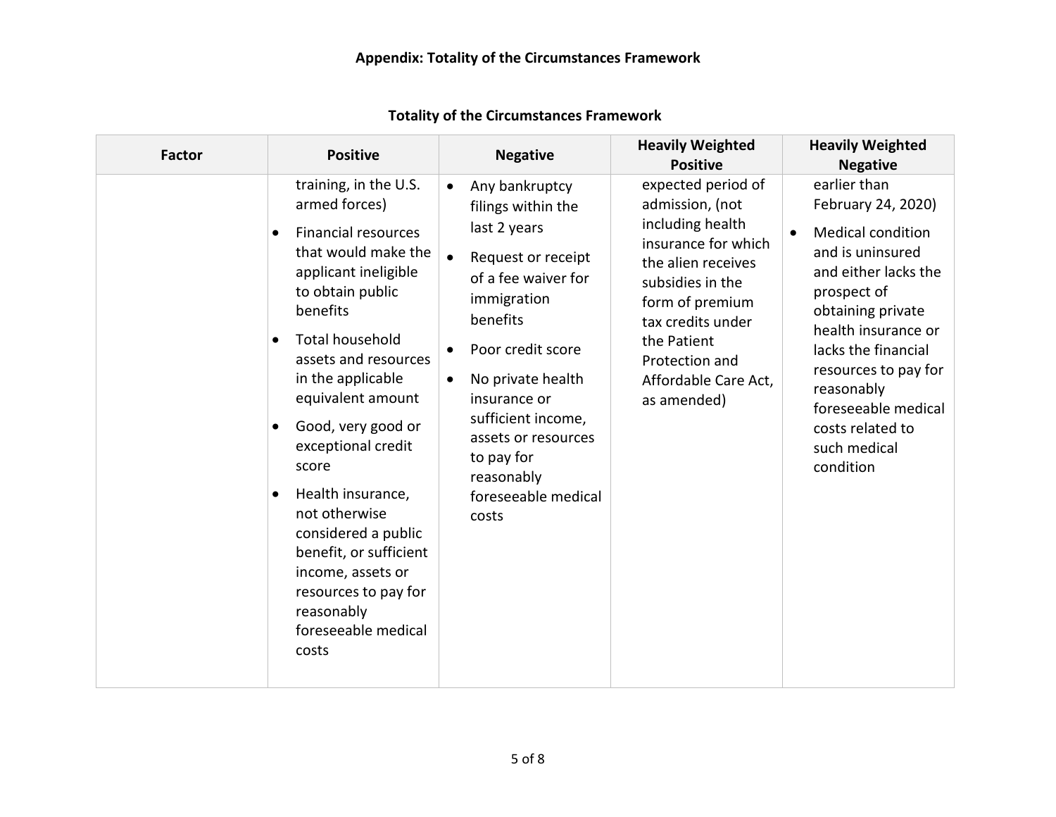## Appendix: Totality of the Circumstances Framework

**Totality of the Circumstances Framework**

| Factor | Positive | Negative | Heavily Weighted Positive | Heavily Weighted Negative |
|---|---|---|---|---|
| | training, in the U.S. armed forces)<br>• Financial resources that would make the applicant ineligible to obtain public benefits<br>• Total household assets and resources in the applicable equivalent amount<br>• Good, very good or exceptional credit score<br>• Health insurance, not otherwise considered a public benefit, or sufficient income, assets or resources to pay for reasonably foreseeable medical costs | • Any bankruptcy filings within the last 2 years<br>• Request or receipt of a fee waiver for immigration benefits<br>• Poor credit score<br>• No private health insurance or sufficient income, assets or resources to pay for reasonably foreseeable medical costs | expected period of admission, (not including health insurance for which the alien receives subsidies in the form of premium tax credits under the Patient Protection and Affordable Care Act, as amended) | earlier than February 24, 2020)<br>• Medical condition and is uninsured and either lacks the prospect of obtaining private health insurance or lacks the financial resources to pay for reasonably foreseeable medical costs related to such medical condition |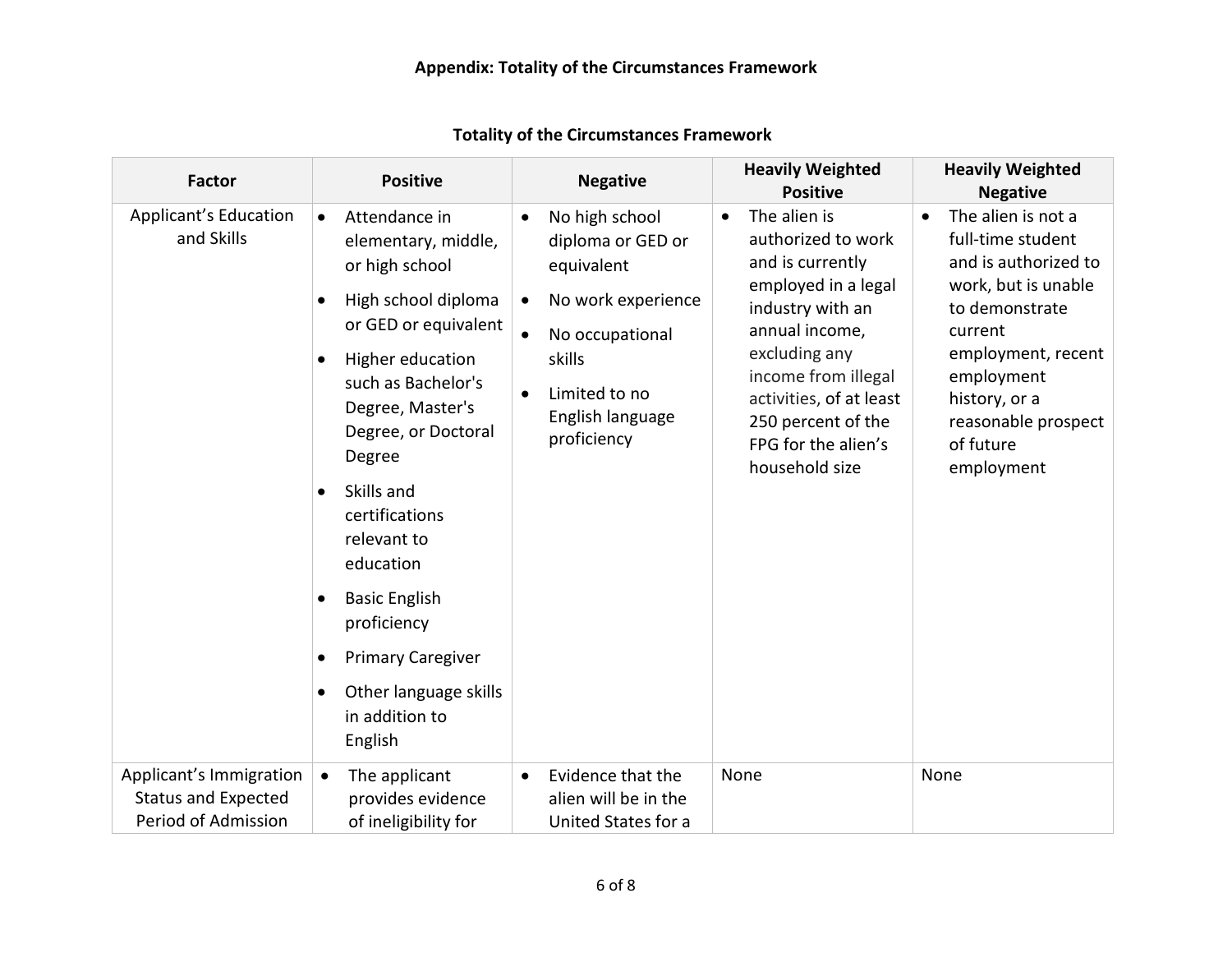## Appendix: Totality of the Circumstances Framework

### Totality of the Circumstances Framework

| Factor | Positive | Negative | Heavily Weighted Positive | Heavily Weighted Negative |
|---|---|---|---|---|
| Applicant's Education and Skills | • Attendance in elementary, middle, or high school<br>• High school diploma or GED or equivalent<br>• Higher education such as Bachelor's Degree, Master's Degree, or Doctoral Degree<br>• Skills and certifications relevant to education<br>• Basic English proficiency<br>• Primary Caregiver<br>• Other language skills in addition to English | • No high school diploma or GED or equivalent<br>• No work experience<br>• No occupational skills<br>• Limited to no English language proficiency | • The alien is authorized to work and is currently employed in a legal industry with an annual income, excluding any income from illegal activities, of at least 250 percent of the FPG for the alien's household size | • The alien is not a full-time student and is authorized to work, but is unable to demonstrate current employment, recent employment history, or a reasonable prospect of future employment |
| Applicant's Immigration Status and Expected Period of Admission | • The applicant provides evidence of ineligibility for | • Evidence that the alien will be in the United States for a | None | None |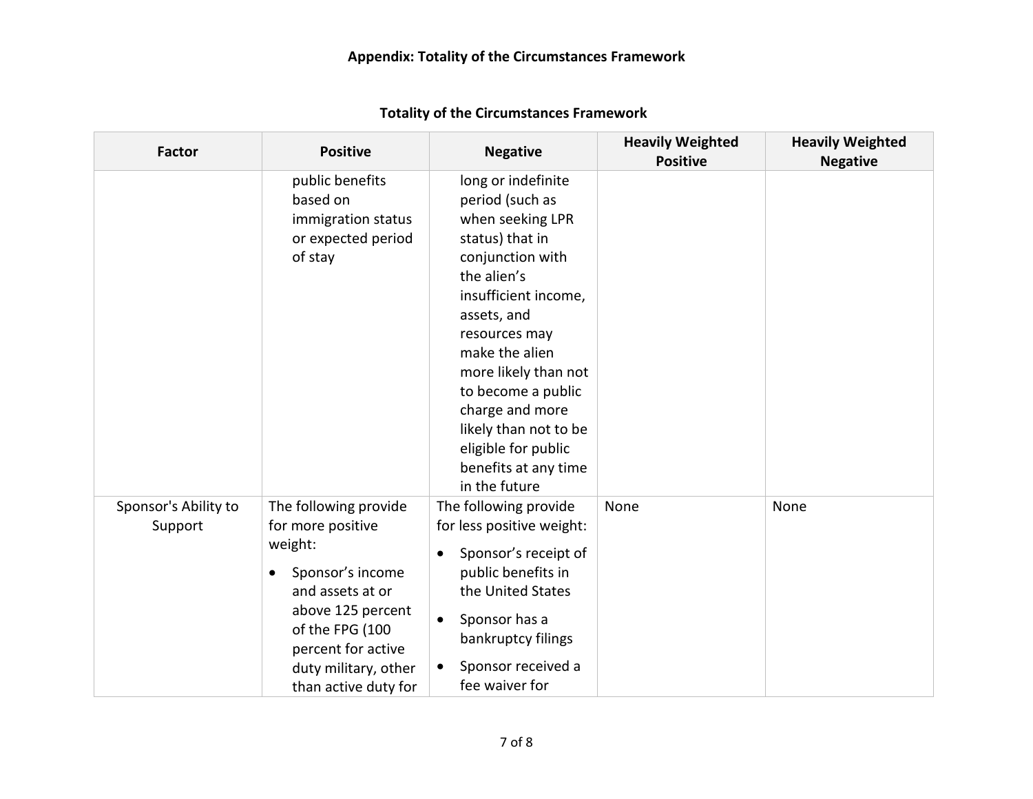**Appendix: Totality of the Circumstances Framework**

**Totality of the Circumstances Framework**

| Factor | Positive | Negative | Heavily Weighted Positive | Heavily Weighted Negative |
|---|---|---|---|---|
| | public benefits based on immigration status or expected period of stay | long or indefinite period (such as when seeking LPR status) that in conjunction with the alien's insufficient income, assets, and resources may make the alien more likely than not to become a public charge and more likely than not to be eligible for public benefits at any time in the future | | |
| Sponsor's Ability to Support | The following provide for more positive weight:<br>• Sponsor's income and assets at or above 125 percent of the FPG (100 percent for active duty military, other than active duty for | The following provide for less positive weight:<br>• Sponsor's receipt of public benefits in the United States<br>• Sponsor has a bankruptcy filings<br>• Sponsor received a fee waiver for | None | None |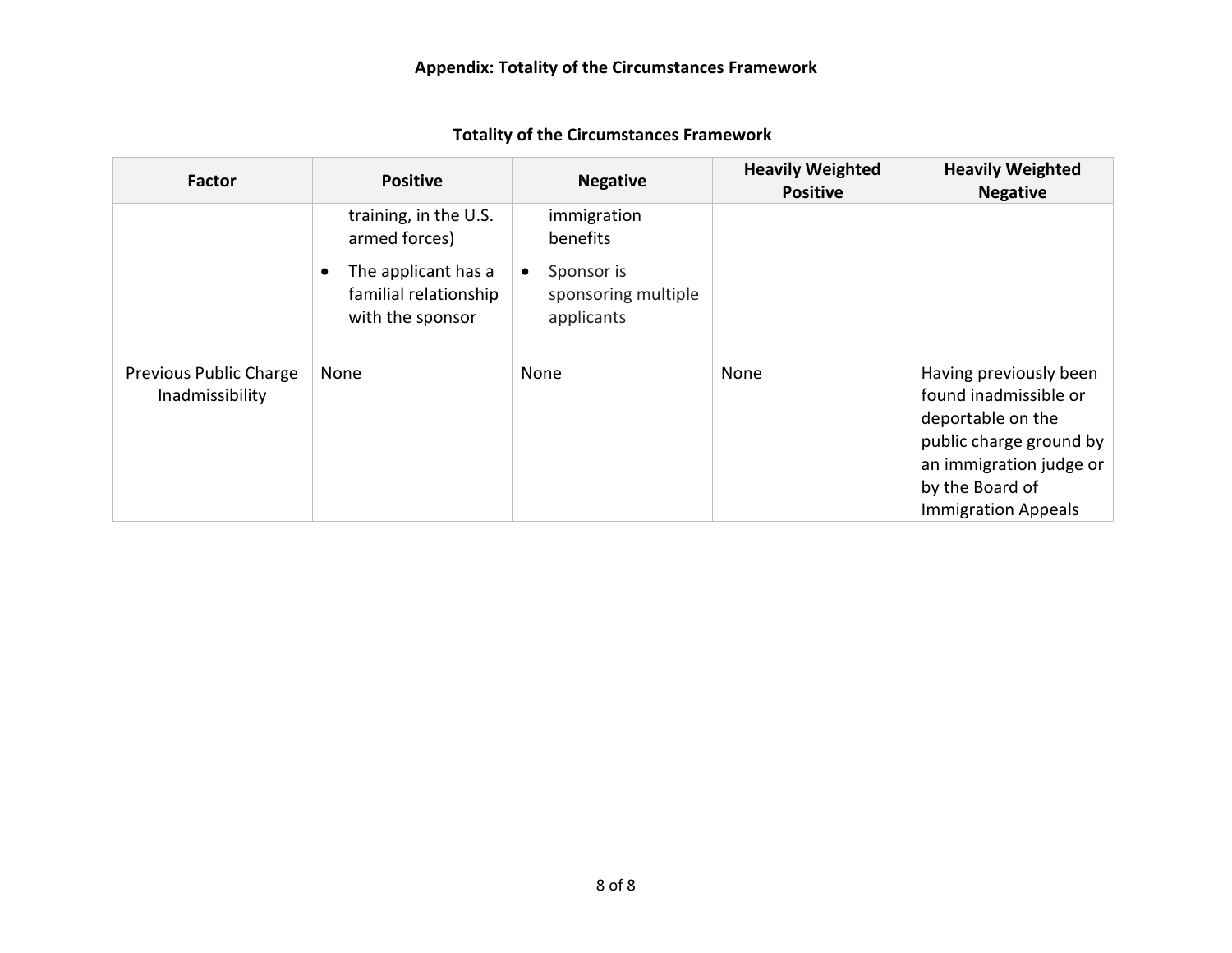## Appendix: Totality of the Circumstances Framework

### Totality of the Circumstances Framework

| Factor | Positive | Negative | Heavily Weighted Positive | Heavily Weighted Negative |
| --- | --- | --- | --- | --- |
| | training, in the U.S. armed forces)<br>• The applicant has a familial relationship with the sponsor | immigration benefits<br>• Sponsor is sponsoring multiple applicants | | |
| Previous Public Charge Inadmissibility | None | None | None | Having previously been found inadmissible or deportable on the public charge ground by an immigration judge or by the Board of Immigration Appeals |